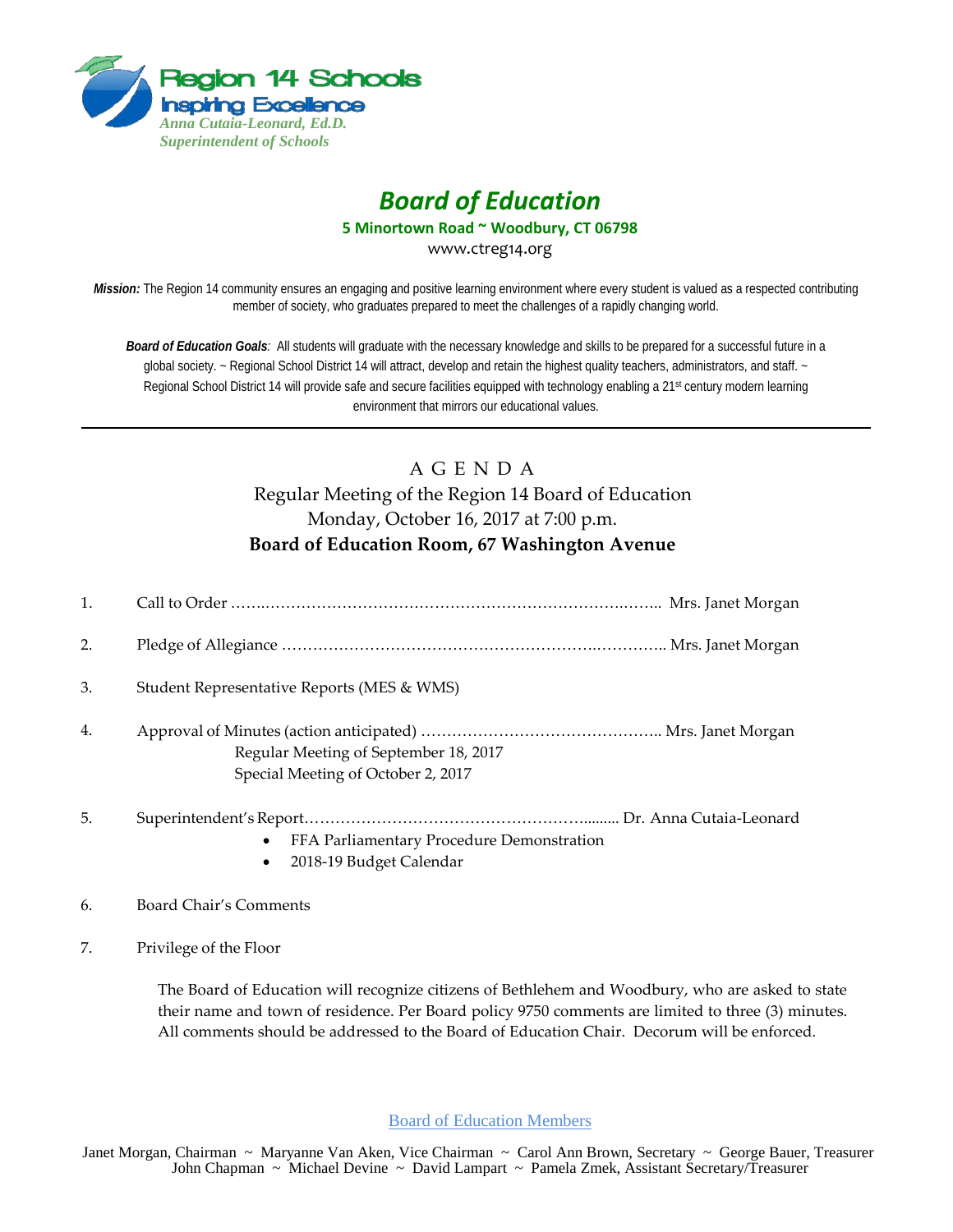Region 14 Schools
Inspiring Excellence
*Anna Cutaia-Leonard, Ed.D.*
*Superintendent of Schools*

# *Board of Education*

**5 Minortown Road ~ Woodbury, CT 06798**

www.ctreg14.org

***Mission:*** The Region 14 community ensures an engaging and positive learning environment where every student is valued as a respected contributing member of society, who graduates prepared to meet the challenges of a rapidly changing world.

***Board of Education Goals****:* All students will graduate with the necessary knowledge and skills to be prepared for a successful future in a global society. ~ Regional School District 14 will attract, develop and retain the highest quality teachers, administrators, and staff. ~ Regional School District 14 will provide safe and secure facilities equipped with technology enabling a 21st century modern learning environment that mirrors our educational values.

---

## A G E N D A

Regular Meeting of the Region 14 Board of Education
Monday, October 16, 2017 at 7:00 p.m.
**Board of Education Room, 67 Washington Avenue**

1. Call to Order ……..…………………………………………………………….…….. Mrs. Janet Morgan

2. Pledge of Allegiance ……………………………………………………..………….. Mrs. Janet Morgan

3. Student Representative Reports (MES & WMS)

4. Approval of Minutes (action anticipated) ……………………………………….. Mrs. Janet Morgan
   Regular Meeting of September 18, 2017
   Special Meeting of October 2, 2017

5. Superintendent's Report………………………………………………......... Dr. Anna Cutaia-Leonard
   - FFA Parliamentary Procedure Demonstration
   - 2018-19 Budget Calendar

6. Board Chair's Comments

7. Privilege of the Floor

   The Board of Education will recognize citizens of Bethlehem and Woodbury, who are asked to state their name and town of residence. Per Board policy 9750 comments are limited to three (3) minutes. All comments should be addressed to the Board of Education Chair. Decorum will be enforced.

Board of Education Members

Janet Morgan, Chairman ~ Maryanne Van Aken, Vice Chairman ~ Carol Ann Brown, Secretary ~ George Bauer, Treasurer
John Chapman ~ Michael Devine ~ David Lampart ~ Pamela Zmek, Assistant Secretary/Treasurer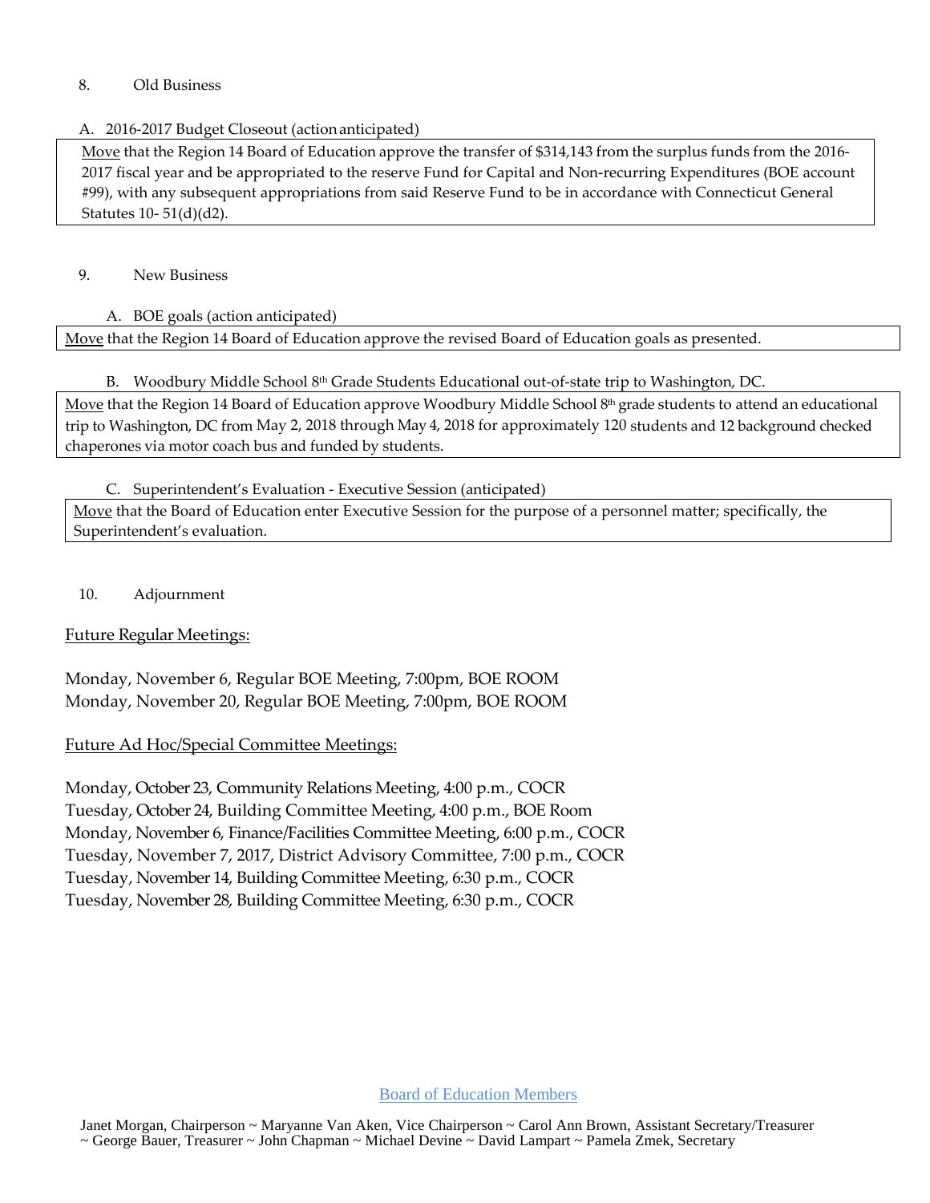8. Old Business

A. 2016-2017 Budget Closeout (action anticipated)

Move that the Region 14 Board of Education approve the transfer of $314,143 from the surplus funds from the 2016-2017 fiscal year and be appropriated to the reserve Fund for Capital and Non-recurring Expenditures (BOE account #99), with any subsequent appropriations from said Reserve Fund to be in accordance with Connecticut General Statutes 10- 51(d)(d2).

9. New Business

A. BOE goals (action anticipated)

Move that the Region 14 Board of Education approve the revised Board of Education goals as presented.

B. Woodbury Middle School 8th Grade Students Educational out-of-state trip to Washington, DC.

Move that the Region 14 Board of Education approve Woodbury Middle School 8th grade students to attend an educational trip to Washington, DC from May 2, 2018 through May 4, 2018 for approximately 120 students and 12 background checked chaperones via motor coach bus and funded by students.

C. Superintendent's Evaluation - Executive Session (anticipated)

Move that the Board of Education enter Executive Session for the purpose of a personnel matter; specifically, the Superintendent's evaluation.

10. Adjournment

Future Regular Meetings:

Monday, November 6, Regular BOE Meeting, 7:00pm, BOE ROOM
Monday, November 20, Regular BOE Meeting, 7:00pm, BOE ROOM

Future Ad Hoc/Special Committee Meetings:

Monday, October 23, Community Relations Meeting, 4:00 p.m., COCR
Tuesday, October 24, Building Committee Meeting, 4:00 p.m., BOE Room
Monday, November 6, Finance/Facilities Committee Meeting, 6:00 p.m., COCR
Tuesday, November 7, 2017, District Advisory Committee, 7:00 p.m., COCR
Tuesday, November 14, Building Committee Meeting, 6:30 p.m., COCR
Tuesday, November 28, Building Committee Meeting, 6:30 p.m., COCR

Board of Education Members

Janet Morgan, Chairperson ~ Maryanne Van Aken, Vice Chairperson ~ Carol Ann Brown, Assistant Secretary/Treasurer ~ George Bauer, Treasurer ~ John Chapman ~ Michael Devine ~ David Lampart ~ Pamela Zmek, Secretary